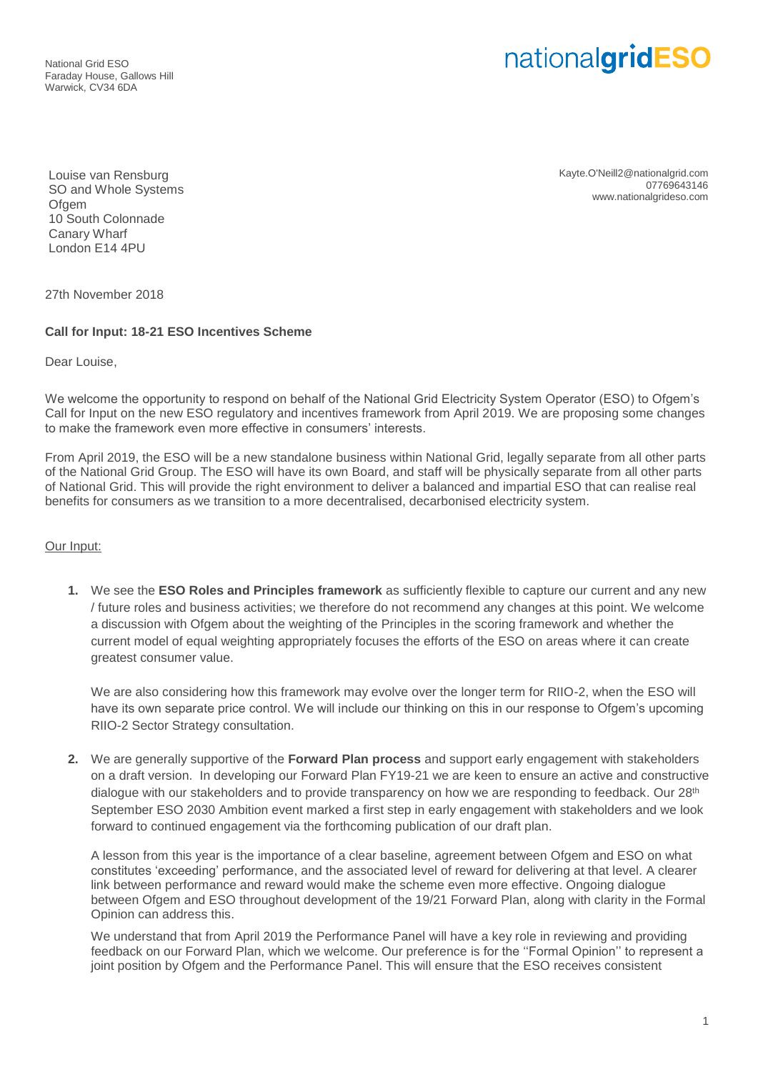National Grid ESO
Faraday House, Gallows Hill
Warwick, CV34 6DA

nationalgridESO

Louise van Rensburg
SO and Whole Systems
Ofgem
10 South Colonnade
Canary Wharf
London E14 4PU

Kayte.O'Neill2@nationalgrid.com
07769643146
www.nationalgrideso.com

27th November 2018

**Call for Input: 18-21 ESO Incentives Scheme**

Dear Louise,

We welcome the opportunity to respond on behalf of the National Grid Electricity System Operator (ESO) to Ofgem's Call for Input on the new ESO regulatory and incentives framework from April 2019. We are proposing some changes to make the framework even more effective in consumers' interests.

From April 2019, the ESO will be a new standalone business within National Grid, legally separate from all other parts of the National Grid Group. The ESO will have its own Board, and staff will be physically separate from all other parts of National Grid. This will provide the right environment to deliver a balanced and impartial ESO that can realise real benefits for consumers as we transition to a more decentralised, decarbonised electricity system.

Our Input:

1. We see the **ESO Roles and Principles framework** as sufficiently flexible to capture our current and any new / future roles and business activities; we therefore do not recommend any changes at this point. We welcome a discussion with Ofgem about the weighting of the Principles in the scoring framework and whether the current model of equal weighting appropriately focuses the efforts of the ESO on areas where it can create greatest consumer value.

   We are also considering how this framework may evolve over the longer term for RIIO-2, when the ESO will have its own separate price control. We will include our thinking on this in our response to Ofgem's upcoming RIIO-2 Sector Strategy consultation.

2. We are generally supportive of the **Forward Plan process** and support early engagement with stakeholders on a draft version. In developing our Forward Plan FY19-21 we are keen to ensure an active and constructive dialogue with our stakeholders and to provide transparency on how we are responding to feedback. Our 28th September ESO 2030 Ambition event marked a first step in early engagement with stakeholders and we look forward to continued engagement via the forthcoming publication of our draft plan.

   A lesson from this year is the importance of a clear baseline, agreement between Ofgem and ESO on what constitutes 'exceeding' performance, and the associated level of reward for delivering at that level. A clearer link between performance and reward would make the scheme even more effective. Ongoing dialogue between Ofgem and ESO throughout development of the 19/21 Forward Plan, along with clarity in the Formal Opinion can address this.

   We understand that from April 2019 the Performance Panel will have a key role in reviewing and providing feedback on our Forward Plan, which we welcome. Our preference is for the ''Formal Opinion'' to represent a joint position by Ofgem and the Performance Panel. This will ensure that the ESO receives consistent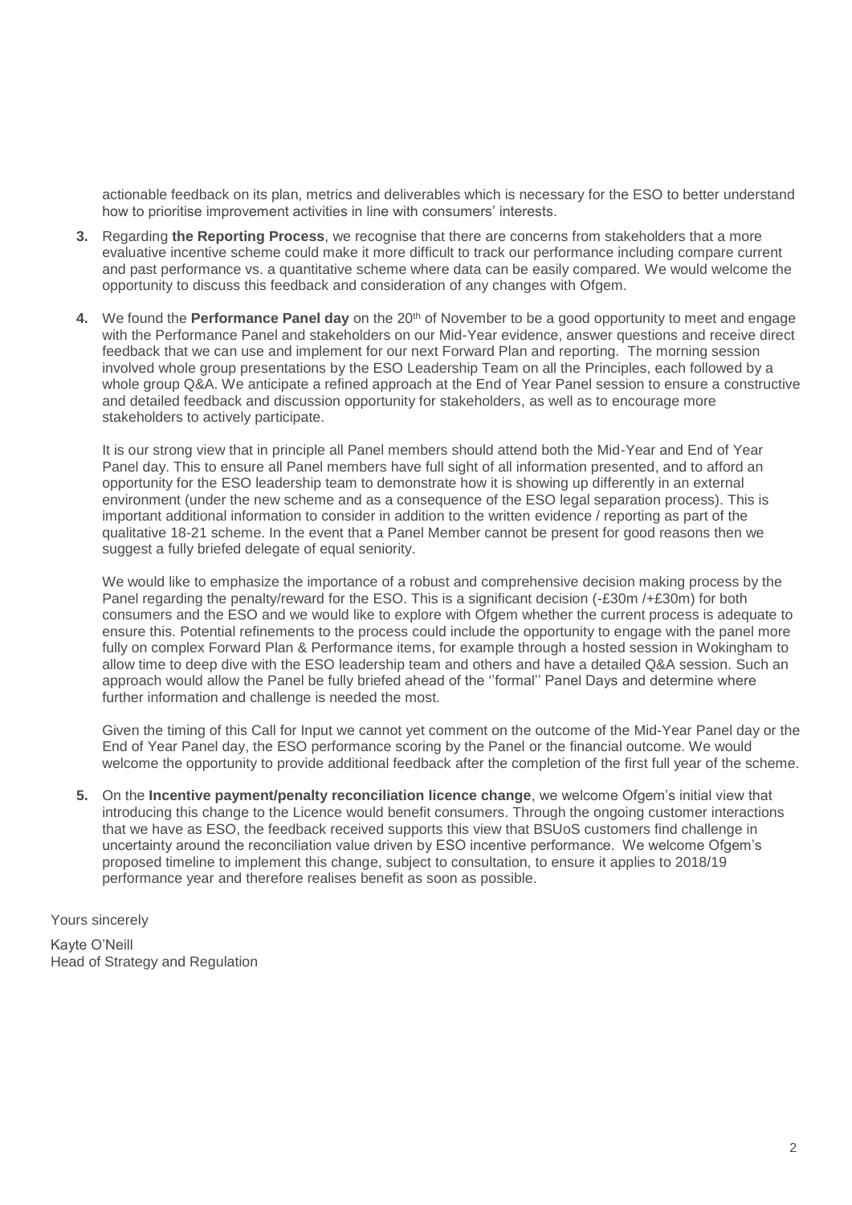actionable feedback on its plan, metrics and deliverables which is necessary for the ESO to better understand how to prioritise improvement activities in line with consumers' interests.

3. Regarding **the Reporting Process**, we recognise that there are concerns from stakeholders that a more evaluative incentive scheme could make it more difficult to track our performance including compare current and past performance vs. a quantitative scheme where data can be easily compared. We would welcome the opportunity to discuss this feedback and consideration of any changes with Ofgem.

4. We found the **Performance Panel day** on the 20th of November to be a good opportunity to meet and engage with the Performance Panel and stakeholders on our Mid-Year evidence, answer questions and receive direct feedback that we can use and implement for our next Forward Plan and reporting. The morning session involved whole group presentations by the ESO Leadership Team on all the Principles, each followed by a whole group Q&A. We anticipate a refined approach at the End of Year Panel session to ensure a constructive and detailed feedback and discussion opportunity for stakeholders, as well as to encourage more stakeholders to actively participate.

   It is our strong view that in principle all Panel members should attend both the Mid-Year and End of Year Panel day. This to ensure all Panel members have full sight of all information presented, and to afford an opportunity for the ESO leadership team to demonstrate how it is showing up differently in an external environment (under the new scheme and as a consequence of the ESO legal separation process). This is important additional information to consider in addition to the written evidence / reporting as part of the qualitative 18-21 scheme. In the event that a Panel Member cannot be present for good reasons then we suggest a fully briefed delegate of equal seniority.

   We would like to emphasize the importance of a robust and comprehensive decision making process by the Panel regarding the penalty/reward for the ESO. This is a significant decision (-£30m /+£30m) for both consumers and the ESO and we would like to explore with Ofgem whether the current process is adequate to ensure this. Potential refinements to the process could include the opportunity to engage with the panel more fully on complex Forward Plan & Performance items, for example through a hosted session in Wokingham to allow time to deep dive with the ESO leadership team and others and have a detailed Q&A session. Such an approach would allow the Panel be fully briefed ahead of the ''formal'' Panel Days and determine where further information and challenge is needed the most.

   Given the timing of this Call for Input we cannot yet comment on the outcome of the Mid-Year Panel day or the End of Year Panel day, the ESO performance scoring by the Panel or the financial outcome. We would welcome the opportunity to provide additional feedback after the completion of the first full year of the scheme.

5. On the **Incentive payment/penalty reconciliation licence change**, we welcome Ofgem's initial view that introducing this change to the Licence would benefit consumers. Through the ongoing customer interactions that we have as ESO, the feedback received supports this view that BSUoS customers find challenge in uncertainty around the reconciliation value driven by ESO incentive performance. We welcome Ofgem's proposed timeline to implement this change, subject to consultation, to ensure it applies to 2018/19 performance year and therefore realises benefit as soon as possible.

Yours sincerely

Kayte O'Neill
Head of Strategy and Regulation